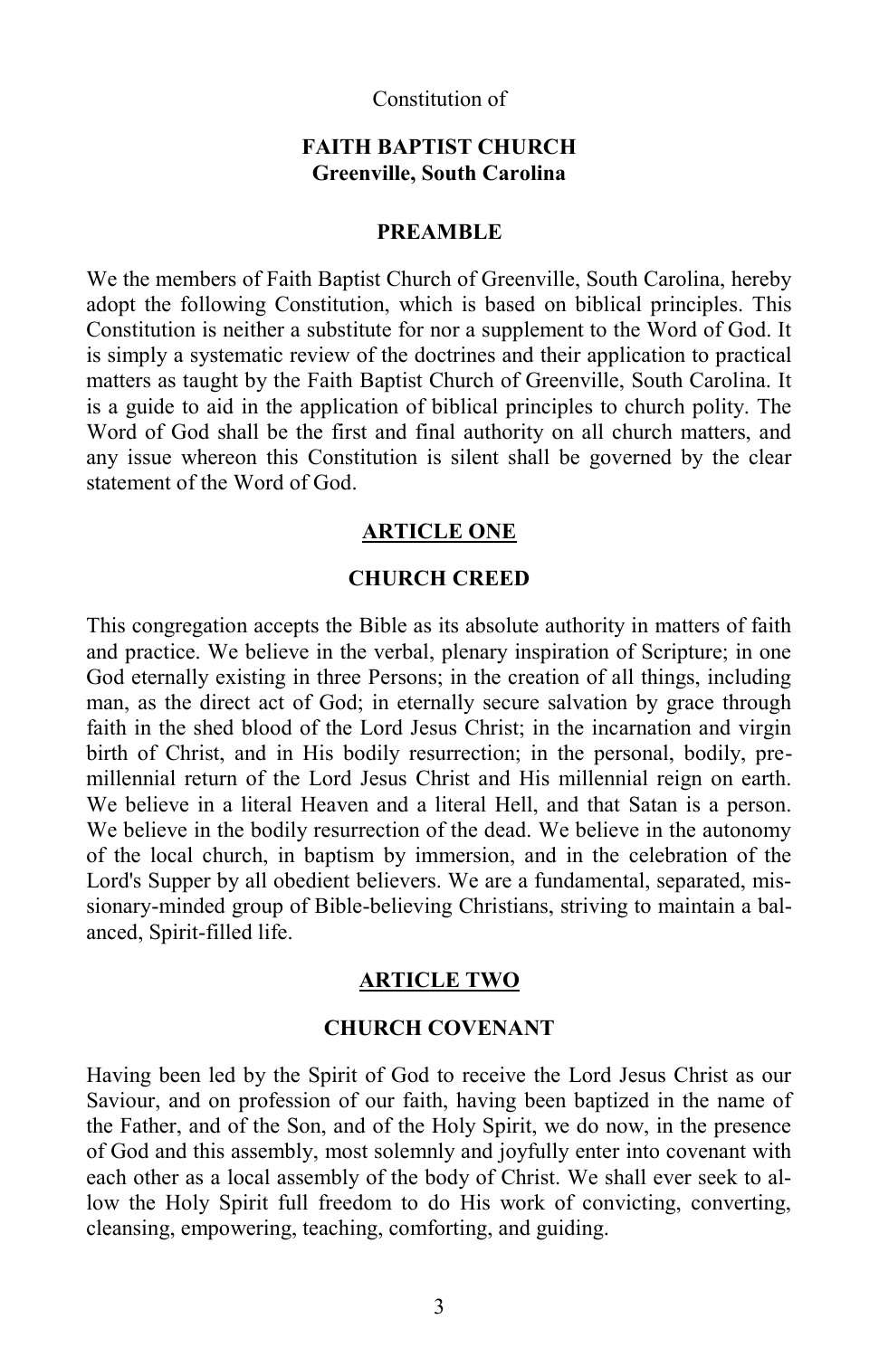Constitution of

# FAITH BAPTIST CHURCH
## Greenville, South Carolina

## PREAMBLE

We the members of Faith Baptist Church of Greenville, South Carolina, hereby adopt the following Constitution, which is based on biblical principles. This Constitution is neither a substitute for nor a supplement to the Word of God. It is simply a systematic review of the doctrines and their application to practical matters as taught by the Faith Baptist Church of Greenville, South Carolina. It is a guide to aid in the application of biblical principles to church polity. The Word of God shall be the first and final authority on all church matters, and any issue whereon this Constitution is silent shall be governed by the clear statement of the Word of God.

## ARTICLE ONE

### CHURCH CREED

This congregation accepts the Bible as its absolute authority in matters of faith and practice. We believe in the verbal, plenary inspiration of Scripture; in one God eternally existing in three Persons; in the creation of all things, including man, as the direct act of God; in eternally secure salvation by grace through faith in the shed blood of the Lord Jesus Christ; in the incarnation and virgin birth of Christ, and in His bodily resurrection; in the personal, bodily, pre-millennial return of the Lord Jesus Christ and His millennial reign on earth. We believe in a literal Heaven and a literal Hell, and that Satan is a person. We believe in the bodily resurrection of the dead. We believe in the autonomy of the local church, in baptism by immersion, and in the celebration of the Lord's Supper by all obedient believers. We are a fundamental, separated, missionary-minded group of Bible-believing Christians, striving to maintain a balanced, Spirit-filled life.

## ARTICLE TWO

### CHURCH COVENANT

Having been led by the Spirit of God to receive the Lord Jesus Christ as our Saviour, and on profession of our faith, having been baptized in the name of the Father, and of the Son, and of the Holy Spirit, we do now, in the presence of God and this assembly, most solemnly and joyfully enter into covenant with each other as a local assembly of the body of Christ. We shall ever seek to allow the Holy Spirit full freedom to do His work of convicting, converting, cleansing, empowering, teaching, comforting, and guiding.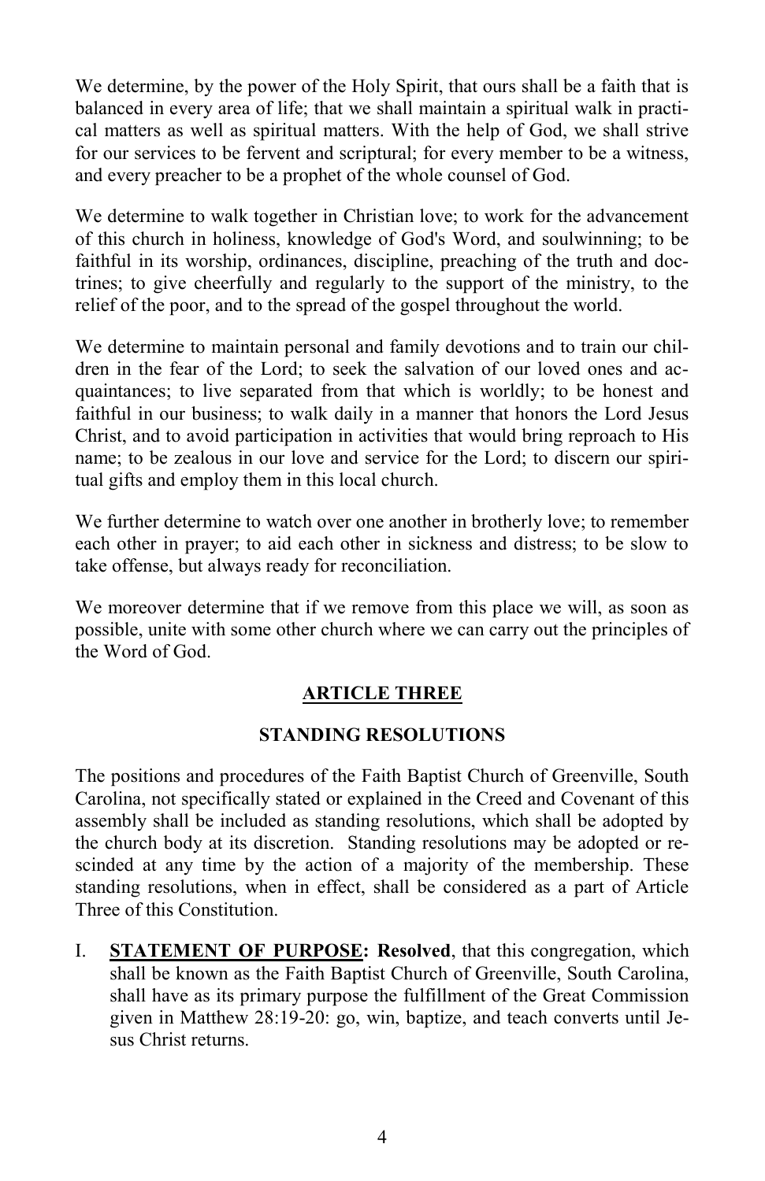We determine, by the power of the Holy Spirit, that ours shall be a faith that is balanced in every area of life; that we shall maintain a spiritual walk in practical matters as well as spiritual matters. With the help of God, we shall strive for our services to be fervent and scriptural; for every member to be a witness, and every preacher to be a prophet of the whole counsel of God.

We determine to walk together in Christian love; to work for the advancement of this church in holiness, knowledge of God's Word, and soulwinning; to be faithful in its worship, ordinances, discipline, preaching of the truth and doctrines; to give cheerfully and regularly to the support of the ministry, to the relief of the poor, and to the spread of the gospel throughout the world.

We determine to maintain personal and family devotions and to train our children in the fear of the Lord; to seek the salvation of our loved ones and acquaintances; to live separated from that which is worldly; to be honest and faithful in our business; to walk daily in a manner that honors the Lord Jesus Christ, and to avoid participation in activities that would bring reproach to His name; to be zealous in our love and service for the Lord; to discern our spiritual gifts and employ them in this local church.

We further determine to watch over one another in brotherly love; to remember each other in prayer; to aid each other in sickness and distress; to be slow to take offense, but always ready for reconciliation.

We moreover determine that if we remove from this place we will, as soon as possible, unite with some other church where we can carry out the principles of the Word of God.

## ARTICLE THREE

## STANDING RESOLUTIONS

The positions and procedures of the Faith Baptist Church of Greenville, South Carolina, not specifically stated or explained in the Creed and Covenant of this assembly shall be included as standing resolutions, which shall be adopted by the church body at its discretion. Standing resolutions may be adopted or rescinded at any time by the action of a majority of the membership. These standing resolutions, when in effect, shall be considered as a part of Article Three of this Constitution.

I. **STATEMENT OF PURPOSE: Resolved**, that this congregation, which shall be known as the Faith Baptist Church of Greenville, South Carolina, shall have as its primary purpose the fulfillment of the Great Commission given in Matthew 28:19-20: go, win, baptize, and teach converts until Jesus Christ returns.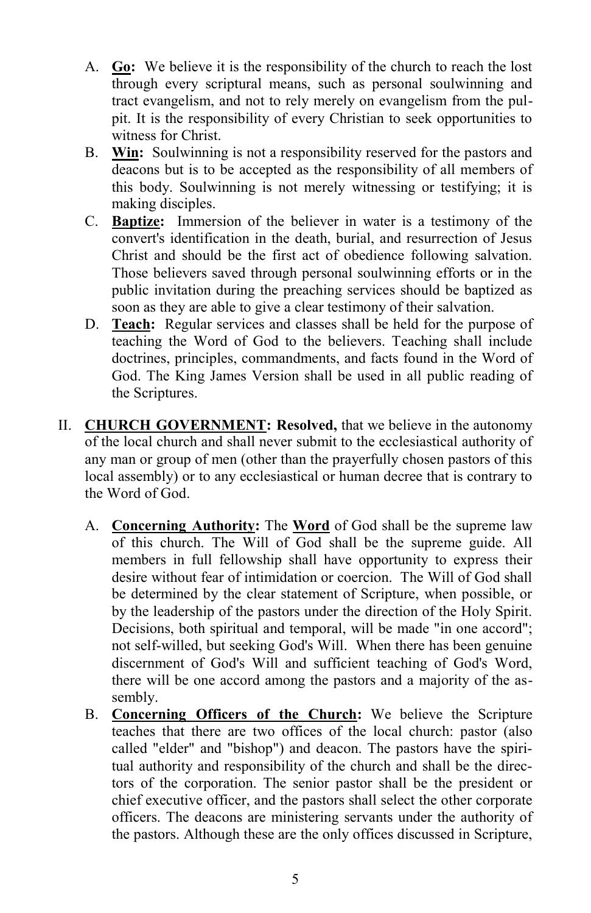A. **<u>Go</u>:** We believe it is the responsibility of the church to reach the lost through every scriptural means, such as personal soulwinning and tract evangelism, and not to rely merely on evangelism from the pulpit. It is the responsibility of every Christian to seek opportunities to witness for Christ.

B. **<u>Win</u>:** Soulwinning is not a responsibility reserved for the pastors and deacons but is to be accepted as the responsibility of all members of this body. Soulwinning is not merely witnessing or testifying; it is making disciples.

C. **<u>Baptize</u>:** Immersion of the believer in water is a testimony of the convert's identification in the death, burial, and resurrection of Jesus Christ and should be the first act of obedience following salvation. Those believers saved through personal soulwinning efforts or in the public invitation during the preaching services should be baptized as soon as they are able to give a clear testimony of their salvation.

D. **<u>Teach</u>:** Regular services and classes shall be held for the purpose of teaching the Word of God to the believers. Teaching shall include doctrines, principles, commandments, and facts found in the Word of God. The King James Version shall be used in all public reading of the Scriptures.

II. **<u>CHURCH GOVERNMENT</u>: Resolved,** that we believe in the autonomy of the local church and shall never submit to the ecclesiastical authority of any man or group of men (other than the prayerfully chosen pastors of this local assembly) or to any ecclesiastical or human decree that is contrary to the Word of God.

A. **<u>Concerning Authority</u>:** The **<u>Word</u>** of God shall be the supreme law of this church. The Will of God shall be the supreme guide. All members in full fellowship shall have opportunity to express their desire without fear of intimidation or coercion. The Will of God shall be determined by the clear statement of Scripture, when possible, or by the leadership of the pastors under the direction of the Holy Spirit. Decisions, both spiritual and temporal, will be made "in one accord"; not self-willed, but seeking God's Will. When there has been genuine discernment of God's Will and sufficient teaching of God's Word, there will be one accord among the pastors and a majority of the assembly.

B. **<u>Concerning Officers of the Church</u>:** We believe the Scripture teaches that there are two offices of the local church: pastor (also called "elder" and "bishop") and deacon. The pastors have the spiritual authority and responsibility of the church and shall be the directors of the corporation. The senior pastor shall be the president or chief executive officer, and the pastors shall select the other corporate officers. The deacons are ministering servants under the authority of the pastors. Although these are the only offices discussed in Scripture,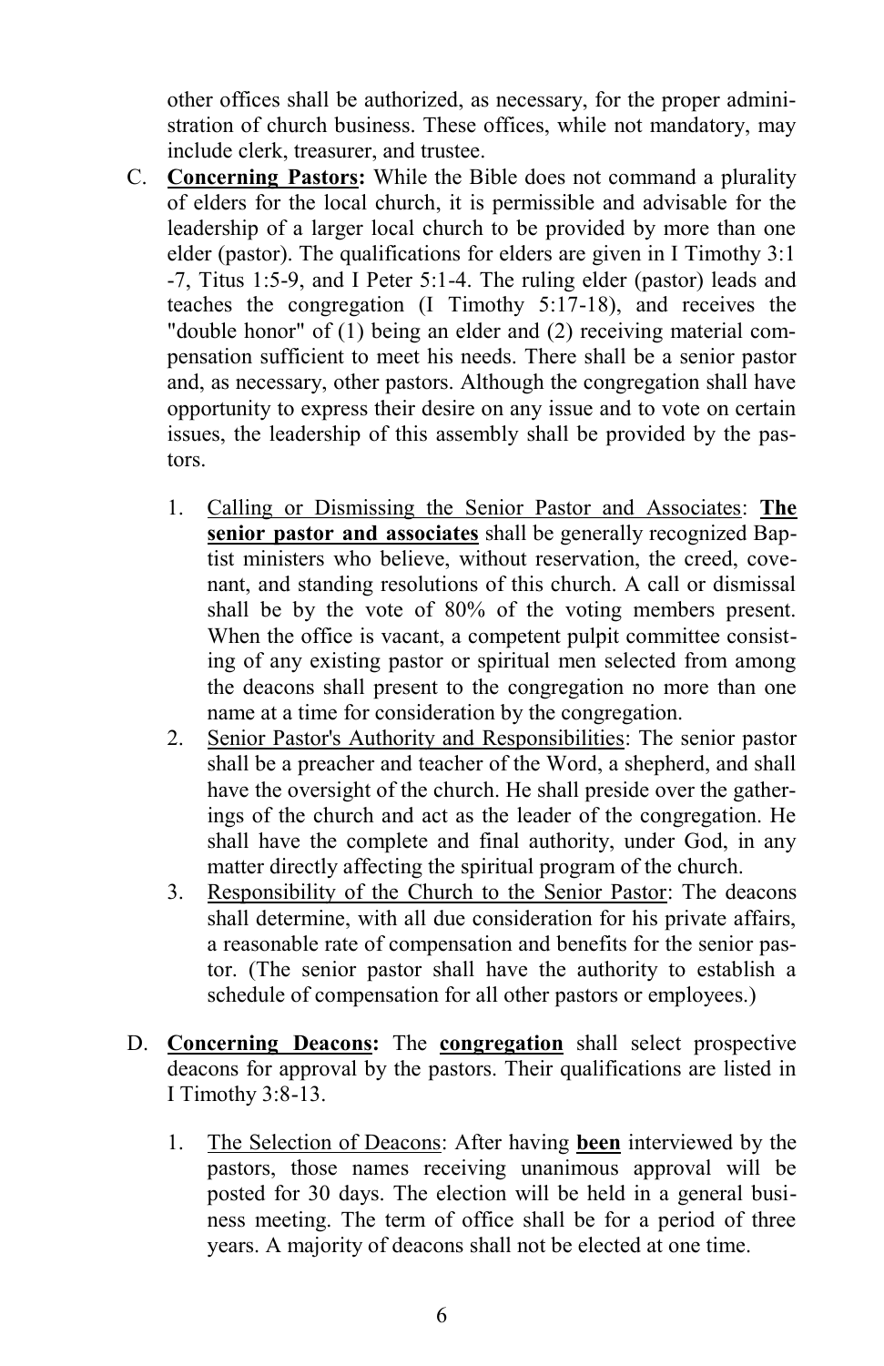other offices shall be authorized, as necessary, for the proper administration of church business. These offices, while not mandatory, may include clerk, treasurer, and trustee.

C. **Concerning Pastors:** While the Bible does not command a plurality of elders for the local church, it is permissible and advisable for the leadership of a larger local church to be provided by more than one elder (pastor). The qualifications for elders are given in I Timothy 3:1-7, Titus 1:5-9, and I Peter 5:1-4. The ruling elder (pastor) leads and teaches the congregation (I Timothy 5:17-18), and receives the "double honor" of (1) being an elder and (2) receiving material compensation sufficient to meet his needs. There shall be a senior pastor and, as necessary, other pastors. Although the congregation shall have opportunity to express their desire on any issue and to vote on certain issues, the leadership of this assembly shall be provided by the pastors.

   1. Calling or Dismissing the Senior Pastor and Associates: **The senior pastor and associates** shall be generally recognized Baptist ministers who believe, without reservation, the creed, covenant, and standing resolutions of this church. A call or dismissal shall be by the vote of 80% of the voting members present. When the office is vacant, a competent pulpit committee consisting of any existing pastor or spiritual men selected from among the deacons shall present to the congregation no more than one name at a time for consideration by the congregation.
   2. Senior Pastor's Authority and Responsibilities: The senior pastor shall be a preacher and teacher of the Word, a shepherd, and shall have the oversight of the church. He shall preside over the gatherings of the church and act as the leader of the congregation. He shall have the complete and final authority, under God, in any matter directly affecting the spiritual program of the church.
   3. Responsibility of the Church to the Senior Pastor: The deacons shall determine, with all due consideration for his private affairs, a reasonable rate of compensation and benefits for the senior pastor. (The senior pastor shall have the authority to establish a schedule of compensation for all other pastors or employees.)

D. **Concerning Deacons:** The **congregation** shall select prospective deacons for approval by the pastors. Their qualifications are listed in I Timothy 3:8-13.

   1. The Selection of Deacons: After having **been** interviewed by the pastors, those names receiving unanimous approval will be posted for 30 days. The election will be held in a general business meeting. The term of office shall be for a period of three years. A majority of deacons shall not be elected at one time.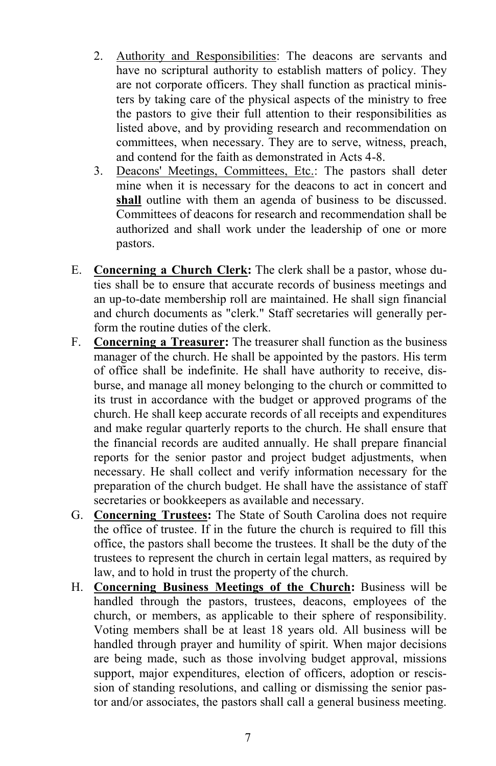2. Authority and Responsibilities: The deacons are servants and have no scriptural authority to establish matters of policy. They are not corporate officers. They shall function as practical ministers by taking care of the physical aspects of the ministry to free the pastors to give their full attention to their responsibilities as listed above, and by providing research and recommendation on committees, when necessary. They are to serve, witness, preach, and contend for the faith as demonstrated in Acts 4-8.
3. Deacons' Meetings, Committees, Etc.: The pastors shall deter mine when it is necessary for the deacons to act in concert and **shall** outline with them an agenda of business to be discussed. Committees of deacons for research and recommendation shall be authorized and shall work under the leadership of one or more pastors.

E. **Concerning a Church Clerk:** The clerk shall be a pastor, whose duties shall be to ensure that accurate records of business meetings and an up-to-date membership roll are maintained. He shall sign financial and church documents as "clerk." Staff secretaries will generally perform the routine duties of the clerk.

F. **Concerning a Treasurer:** The treasurer shall function as the business manager of the church. He shall be appointed by the pastors. His term of office shall be indefinite. He shall have authority to receive, disburse, and manage all money belonging to the church or committed to its trust in accordance with the budget or approved programs of the church. He shall keep accurate records of all receipts and expenditures and make regular quarterly reports to the church. He shall ensure that the financial records are audited annually. He shall prepare financial reports for the senior pastor and project budget adjustments, when necessary. He shall collect and verify information necessary for the preparation of the church budget. He shall have the assistance of staff secretaries or bookkeepers as available and necessary.

G. **Concerning Trustees:** The State of South Carolina does not require the office of trustee. If in the future the church is required to fill this office, the pastors shall become the trustees. It shall be the duty of the trustees to represent the church in certain legal matters, as required by law, and to hold in trust the property of the church.

H. **Concerning Business Meetings of the Church:** Business will be handled through the pastors, trustees, deacons, employees of the church, or members, as applicable to their sphere of responsibility. Voting members shall be at least 18 years old. All business will be handled through prayer and humility of spirit. When major decisions are being made, such as those involving budget approval, missions support, major expenditures, election of officers, adoption or rescission of standing resolutions, and calling or dismissing the senior pastor and/or associates, the pastors shall call a general business meeting.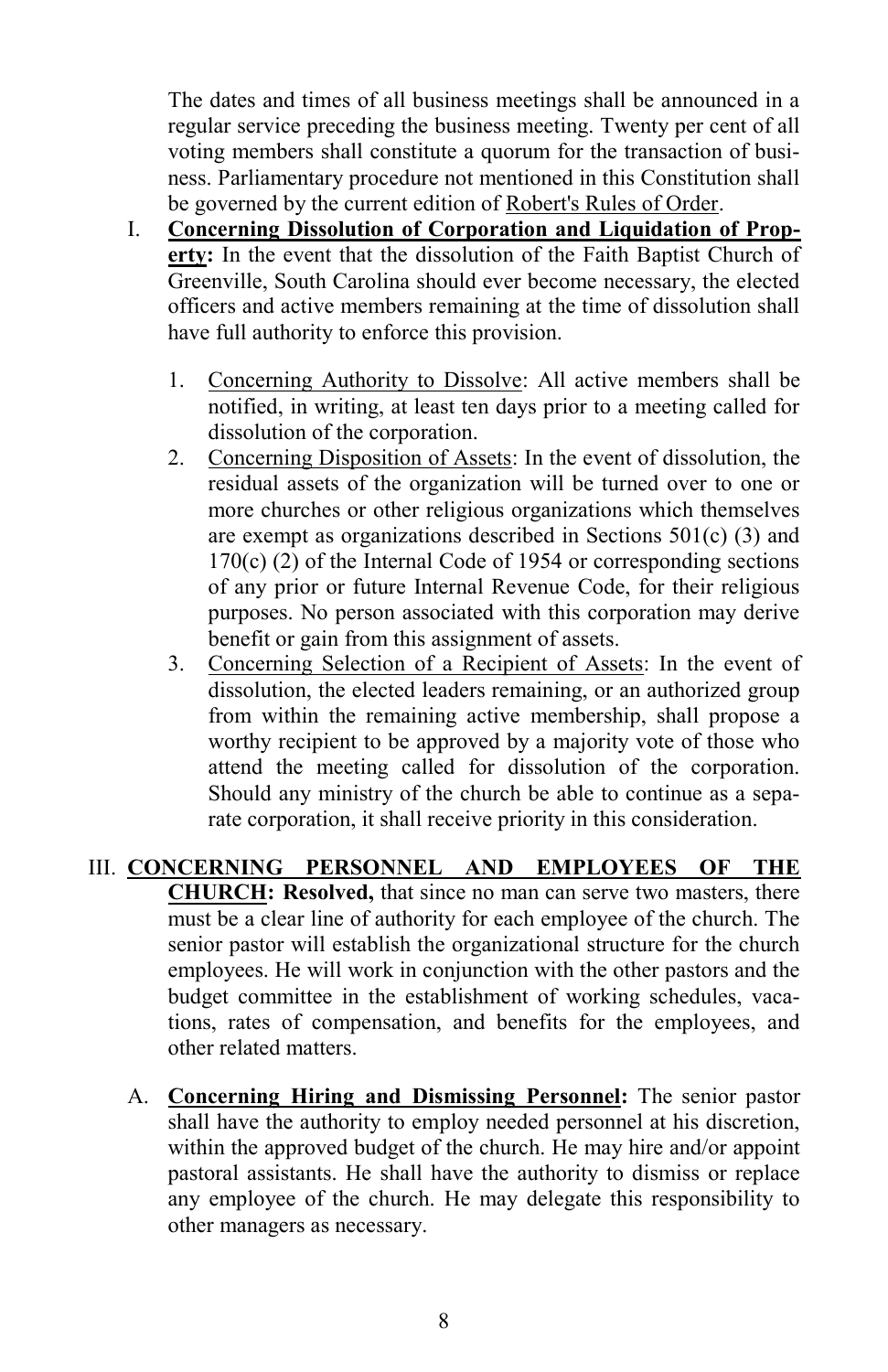The dates and times of all business meetings shall be announced in a regular service preceding the business meeting. Twenty per cent of all voting members shall constitute a quorum for the transaction of business. Parliamentary procedure not mentioned in this Constitution shall be governed by the current edition of Robert's Rules of Order.

I. **Concerning Dissolution of Corporation and Liquidation of Property:** In the event that the dissolution of the Faith Baptist Church of Greenville, South Carolina should ever become necessary, the elected officers and active members remaining at the time of dissolution shall have full authority to enforce this provision.

   1. Concerning Authority to Dissolve: All active members shall be notified, in writing, at least ten days prior to a meeting called for dissolution of the corporation.
   2. Concerning Disposition of Assets: In the event of dissolution, the residual assets of the organization will be turned over to one or more churches or other religious organizations which themselves are exempt as organizations described in Sections 501(c) (3) and 170(c) (2) of the Internal Code of 1954 or corresponding sections of any prior or future Internal Revenue Code, for their religious purposes. No person associated with this corporation may derive benefit or gain from this assignment of assets.
   3. Concerning Selection of a Recipient of Assets: In the event of dissolution, the elected leaders remaining, or an authorized group from within the remaining active membership, shall propose a worthy recipient to be approved by a majority vote of those who attend the meeting called for dissolution of the corporation. Should any ministry of the church be able to continue as a separate corporation, it shall receive priority in this consideration.

III. **CONCERNING PERSONNEL AND EMPLOYEES OF THE CHURCH: Resolved,** that since no man can serve two masters, there must be a clear line of authority for each employee of the church. The senior pastor will establish the organizational structure for the church employees. He will work in conjunction with the other pastors and the budget committee in the establishment of working schedules, vacations, rates of compensation, and benefits for the employees, and other related matters.

   A. **Concerning Hiring and Dismissing Personnel:** The senior pastor shall have the authority to employ needed personnel at his discretion, within the approved budget of the church. He may hire and/or appoint pastoral assistants. He shall have the authority to dismiss or replace any employee of the church. He may delegate this responsibility to other managers as necessary.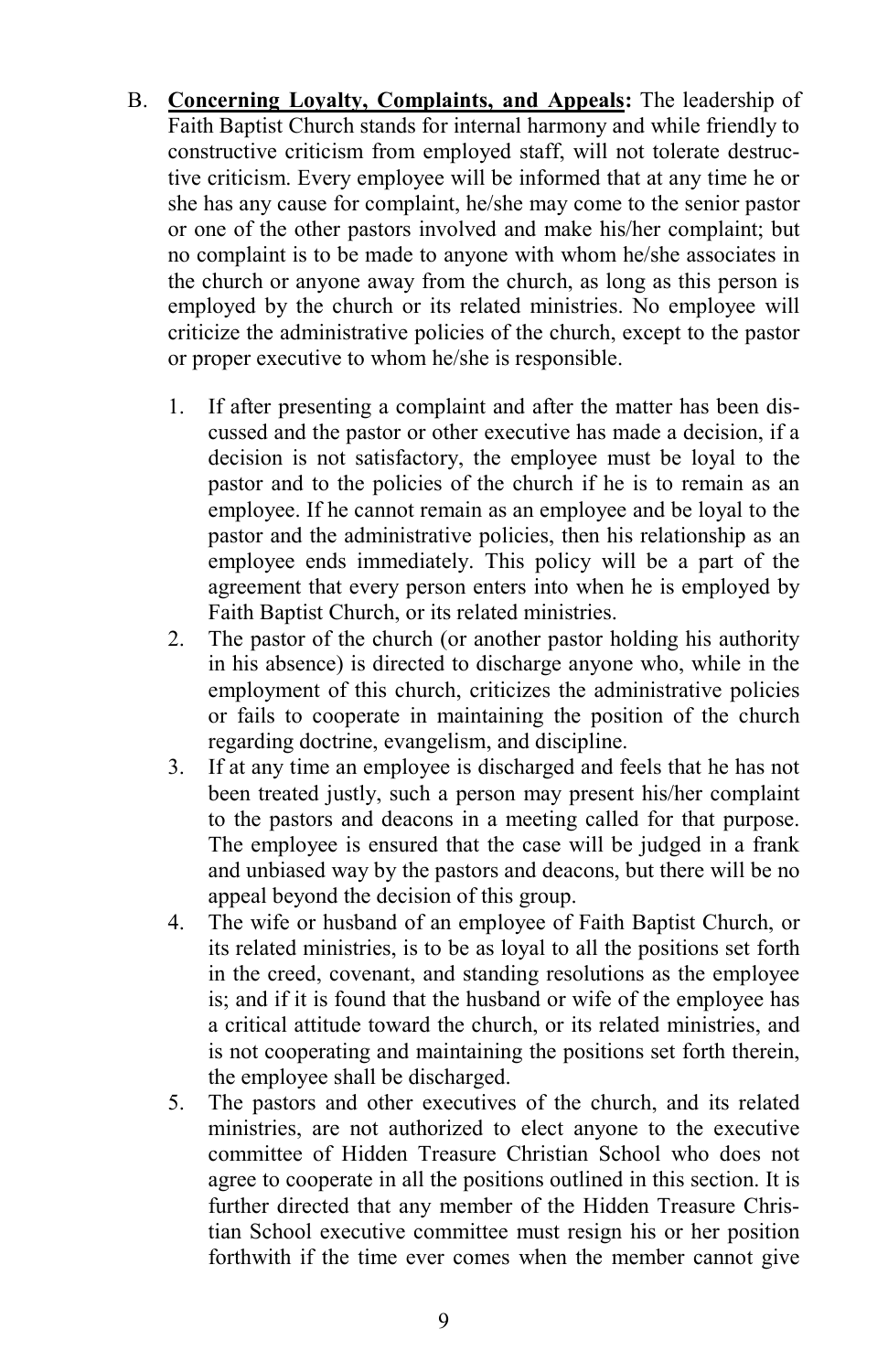B. **<u>Concerning Loyalty, Complaints, and Appeals</u>:** The leadership of Faith Baptist Church stands for internal harmony and while friendly to constructive criticism from employed staff, will not tolerate destructive criticism. Every employee will be informed that at any time he or she has any cause for complaint, he/she may come to the senior pastor or one of the other pastors involved and make his/her complaint; but no complaint is to be made to anyone with whom he/she associates in the church or anyone away from the church, as long as this person is employed by the church or its related ministries. No employee will criticize the administrative policies of the church, except to the pastor or proper executive to whom he/she is responsible.

   1. If after presenting a complaint and after the matter has been discussed and the pastor or other executive has made a decision, if a decision is not satisfactory, the employee must be loyal to the pastor and to the policies of the church if he is to remain as an employee. If he cannot remain as an employee and be loyal to the pastor and the administrative policies, then his relationship as an employee ends immediately. This policy will be a part of the agreement that every person enters into when he is employed by Faith Baptist Church, or its related ministries.
   2. The pastor of the church (or another pastor holding his authority in his absence) is directed to discharge anyone who, while in the employment of this church, criticizes the administrative policies or fails to cooperate in maintaining the position of the church regarding doctrine, evangelism, and discipline.
   3. If at any time an employee is discharged and feels that he has not been treated justly, such a person may present his/her complaint to the pastors and deacons in a meeting called for that purpose. The employee is ensured that the case will be judged in a frank and unbiased way by the pastors and deacons, but there will be no appeal beyond the decision of this group.
   4. The wife or husband of an employee of Faith Baptist Church, or its related ministries, is to be as loyal to all the positions set forth in the creed, covenant, and standing resolutions as the employee is; and if it is found that the husband or wife of the employee has a critical attitude toward the church, or its related ministries, and is not cooperating and maintaining the positions set forth therein, the employee shall be discharged.
   5. The pastors and other executives of the church, and its related ministries, are not authorized to elect anyone to the executive committee of Hidden Treasure Christian School who does not agree to cooperate in all the positions outlined in this section. It is further directed that any member of the Hidden Treasure Christian School executive committee must resign his or her position forthwith if the time ever comes when the member cannot give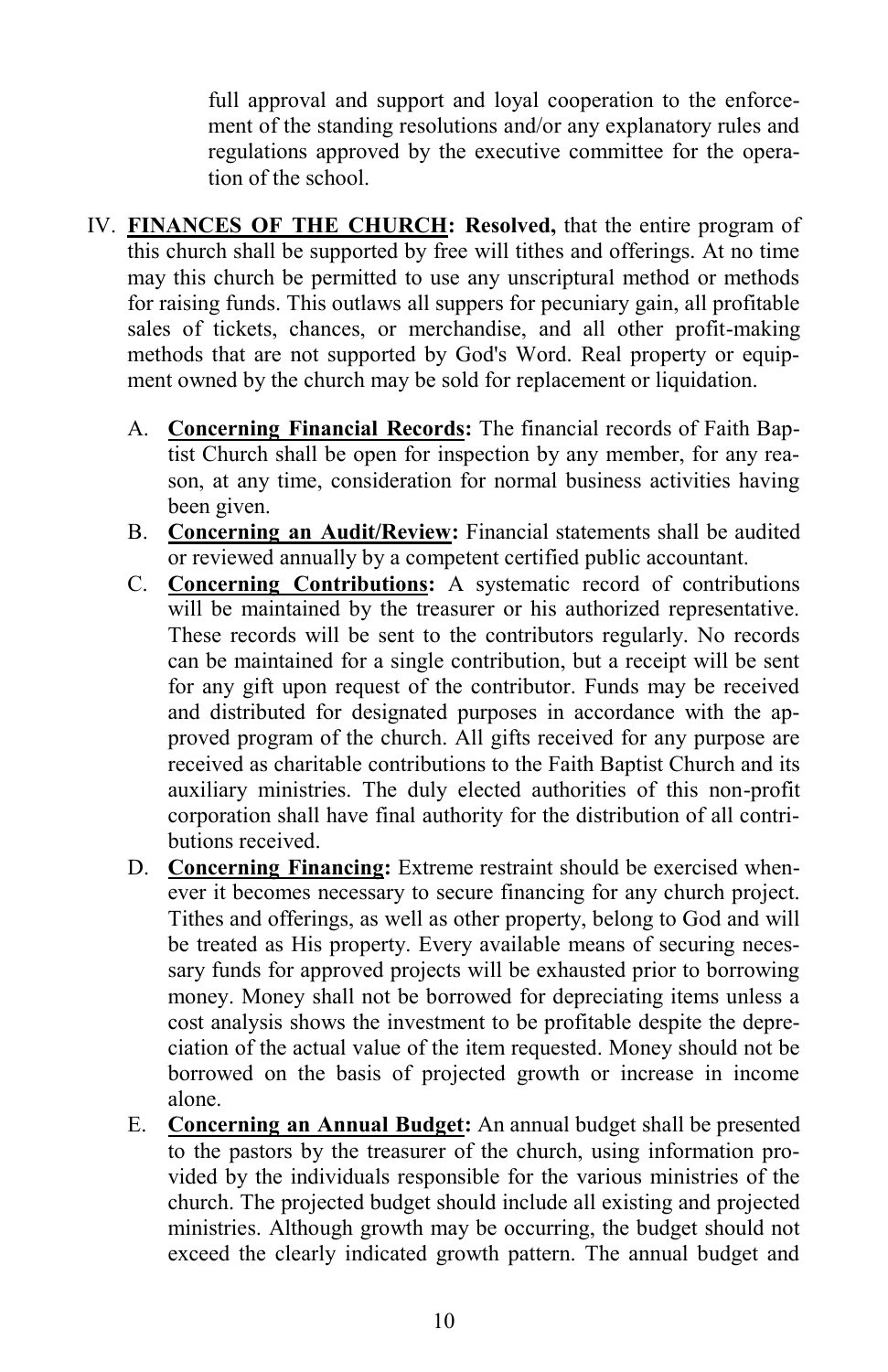full approval and support and loyal cooperation to the enforcement of the standing resolutions and/or any explanatory rules and regulations approved by the executive committee for the operation of the school.

IV. **<u>FINANCES OF THE CHURCH</u>: Resolved,** that the entire program of this church shall be supported by free will tithes and offerings. At no time may this church be permitted to use any unscriptural method or methods for raising funds. This outlaws all suppers for pecuniary gain, all profitable sales of tickets, chances, or merchandise, and all other profit-making methods that are not supported by God's Word. Real property or equipment owned by the church may be sold for replacement or liquidation.

   A. **<u>Concerning Financial Records</u>:** The financial records of Faith Baptist Church shall be open for inspection by any member, for any reason, at any time, consideration for normal business activities having been given.
   B. **<u>Concerning an Audit/Review</u>:** Financial statements shall be audited or reviewed annually by a competent certified public accountant.
   C. **<u>Concerning Contributions</u>:** A systematic record of contributions will be maintained by the treasurer or his authorized representative. These records will be sent to the contributors regularly. No records can be maintained for a single contribution, but a receipt will be sent for any gift upon request of the contributor. Funds may be received and distributed for designated purposes in accordance with the approved program of the church. All gifts received for any purpose are received as charitable contributions to the Faith Baptist Church and its auxiliary ministries. The duly elected authorities of this non-profit corporation shall have final authority for the distribution of all contributions received.
   D. **<u>Concerning Financing</u>:** Extreme restraint should be exercised whenever it becomes necessary to secure financing for any church project. Tithes and offerings, as well as other property, belong to God and will be treated as His property. Every available means of securing necessary funds for approved projects will be exhausted prior to borrowing money. Money shall not be borrowed for depreciating items unless a cost analysis shows the investment to be profitable despite the depreciation of the actual value of the item requested. Money should not be borrowed on the basis of projected growth or increase in income alone.
   E. **<u>Concerning an Annual Budget</u>:** An annual budget shall be presented to the pastors by the treasurer of the church, using information provided by the individuals responsible for the various ministries of the church. The projected budget should include all existing and projected ministries. Although growth may be occurring, the budget should not exceed the clearly indicated growth pattern. The annual budget and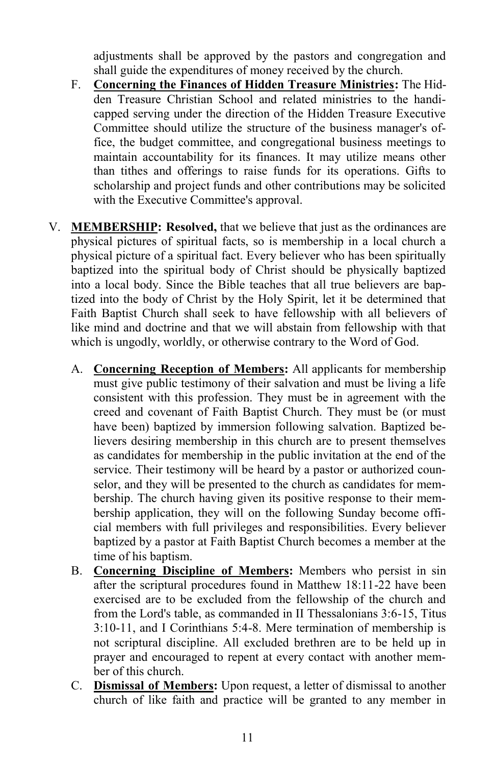adjustments shall be approved by the pastors and congregation and shall guide the expenditures of money received by the church.

F. **<u>Concerning the Finances of Hidden Treasure Ministries</u>:** The Hidden Treasure Christian School and related ministries to the handicapped serving under the direction of the Hidden Treasure Executive Committee should utilize the structure of the business manager's office, the budget committee, and congregational business meetings to maintain accountability for its finances. It may utilize means other than tithes and offerings to raise funds for its operations. Gifts to scholarship and project funds and other contributions may be solicited with the Executive Committee's approval.

V. **<u>MEMBERSHIP</u>: Resolved,** that we believe that just as the ordinances are physical pictures of spiritual facts, so is membership in a local church a physical picture of a spiritual fact. Every believer who has been spiritually baptized into the spiritual body of Christ should be physically baptized into a local body. Since the Bible teaches that all true believers are baptized into the body of Christ by the Holy Spirit, let it be determined that Faith Baptist Church shall seek to have fellowship with all believers of like mind and doctrine and that we will abstain from fellowship with that which is ungodly, worldly, or otherwise contrary to the Word of God.

A. **<u>Concerning Reception of Members</u>:** All applicants for membership must give public testimony of their salvation and must be living a life consistent with this profession. They must be in agreement with the creed and covenant of Faith Baptist Church. They must be (or must have been) baptized by immersion following salvation. Baptized believers desiring membership in this church are to present themselves as candidates for membership in the public invitation at the end of the service. Their testimony will be heard by a pastor or authorized counselor, and they will be presented to the church as candidates for membership. The church having given its positive response to their membership application, they will on the following Sunday become official members with full privileges and responsibilities. Every believer baptized by a pastor at Faith Baptist Church becomes a member at the time of his baptism.

B. **<u>Concerning Discipline of Members</u>:** Members who persist in sin after the scriptural procedures found in Matthew 18:11-22 have been exercised are to be excluded from the fellowship of the church and from the Lord's table, as commanded in II Thessalonians 3:6-15, Titus 3:10-11, and I Corinthians 5:4-8. Mere termination of membership is not scriptural discipline. All excluded brethren are to be held up in prayer and encouraged to repent at every contact with another member of this church.

C. **<u>Dismissal of Members</u>:** Upon request, a letter of dismissal to another church of like faith and practice will be granted to any member in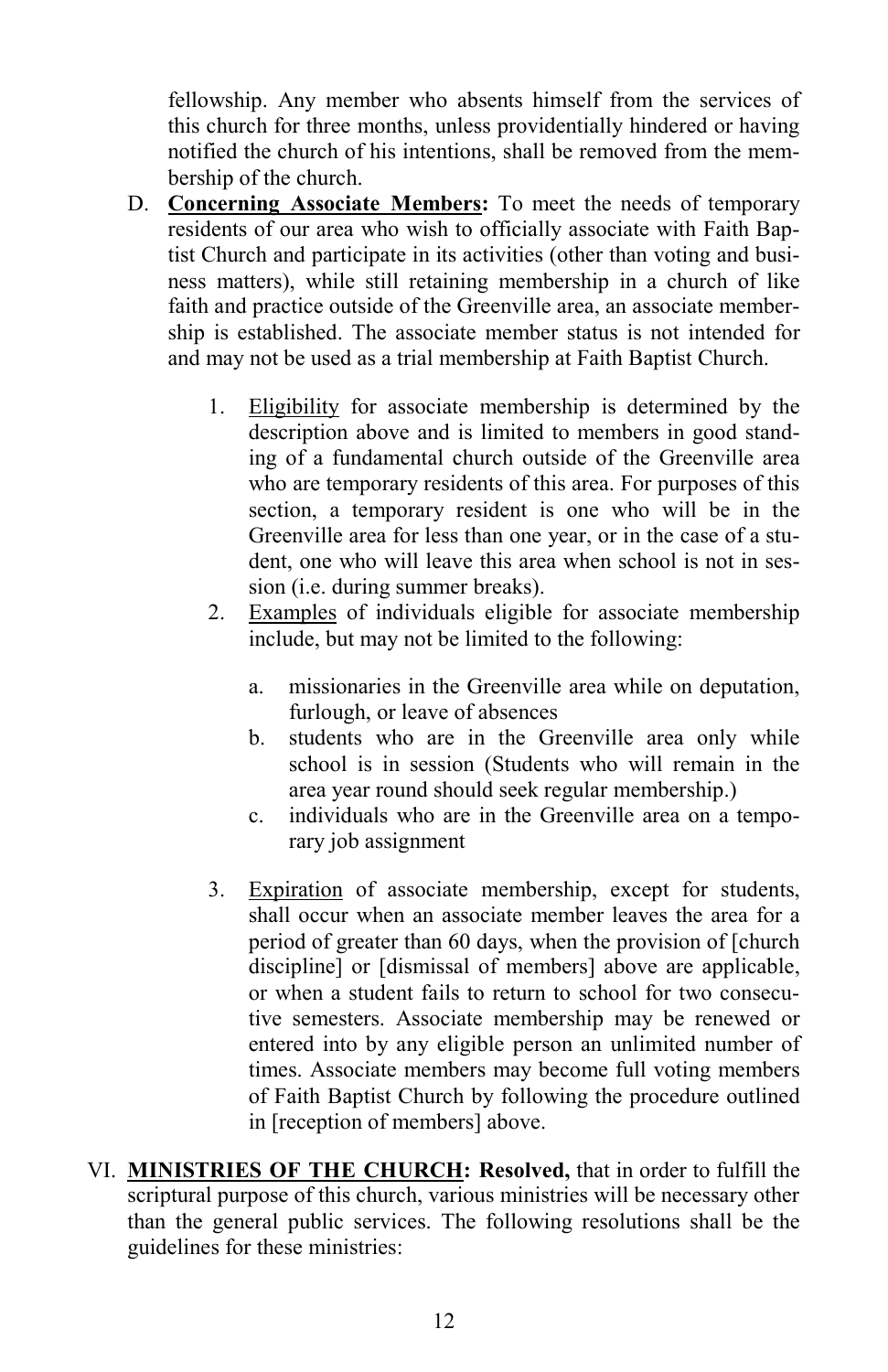fellowship. Any member who absents himself from the services of this church for three months, unless providentially hindered or having notified the church of his intentions, shall be removed from the membership of the church.

D. **<u>Concerning Associate Members</u>:** To meet the needs of temporary residents of our area who wish to officially associate with Faith Baptist Church and participate in its activities (other than voting and business matters), while still retaining membership in a church of like faith and practice outside of the Greenville area, an associate membership is established. The associate member status is not intended for and may not be used as a trial membership at Faith Baptist Church.

   1. <u>Eligibility</u> for associate membership is determined by the description above and is limited to members in good standing of a fundamental church outside of the Greenville area who are temporary residents of this area. For purposes of this section, a temporary resident is one who will be in the Greenville area for less than one year, or in the case of a student, one who will leave this area when school is not in session (i.e. during summer breaks).
   2. <u>Examples</u> of individuals eligible for associate membership include, but may not be limited to the following:

      a. missionaries in the Greenville area while on deputation, furlough, or leave of absences
      b. students who are in the Greenville area only while school is in session (Students who will remain in the area year round should seek regular membership.)
      c. individuals who are in the Greenville area on a temporary job assignment

   3. <u>Expiration</u> of associate membership, except for students, shall occur when an associate member leaves the area for a period of greater than 60 days, when the provision of [church discipline] or [dismissal of members] above are applicable, or when a student fails to return to school for two consecutive semesters. Associate membership may be renewed or entered into by any eligible person an unlimited number of times. Associate members may become full voting members of Faith Baptist Church by following the procedure outlined in [reception of members] above.

VI. **<u>MINISTRIES OF THE CHURCH</u>: Resolved,** that in order to fulfill the scriptural purpose of this church, various ministries will be necessary other than the general public services. The following resolutions shall be the guidelines for these ministries: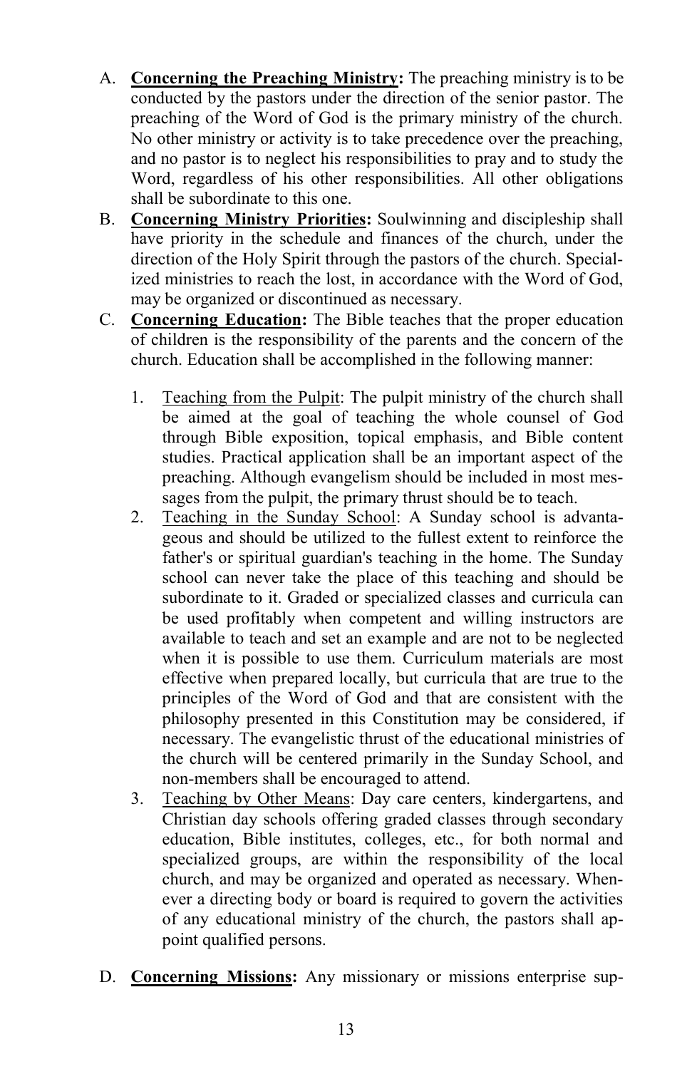A. **<u>Concerning the Preaching Ministry</u>:** The preaching ministry is to be conducted by the pastors under the direction of the senior pastor. The preaching of the Word of God is the primary ministry of the church. No other ministry or activity is to take precedence over the preaching, and no pastor is to neglect his responsibilities to pray and to study the Word, regardless of his other responsibilities. All other obligations shall be subordinate to this one.

B. **<u>Concerning Ministry Priorities</u>:** Soulwinning and discipleship shall have priority in the schedule and finances of the church, under the direction of the Holy Spirit through the pastors of the church. Specialized ministries to reach the lost, in accordance with the Word of God, may be organized or discontinued as necessary.

C. **<u>Concerning Education</u>:** The Bible teaches that the proper education of children is the responsibility of the parents and the concern of the church. Education shall be accomplished in the following manner:

   1. <u>Teaching from the Pulpit</u>: The pulpit ministry of the church shall be aimed at the goal of teaching the whole counsel of God through Bible exposition, topical emphasis, and Bible content studies. Practical application shall be an important aspect of the preaching. Although evangelism should be included in most messages from the pulpit, the primary thrust should be to teach.
   2. <u>Teaching in the Sunday School</u>: A Sunday school is advantageous and should be utilized to the fullest extent to reinforce the father's or spiritual guardian's teaching in the home. The Sunday school can never take the place of this teaching and should be subordinate to it. Graded or specialized classes and curricula can be used profitably when competent and willing instructors are available to teach and set an example and are not to be neglected when it is possible to use them. Curriculum materials are most effective when prepared locally, but curricula that are true to the principles of the Word of God and that are consistent with the philosophy presented in this Constitution may be considered, if necessary. The evangelistic thrust of the educational ministries of the church will be centered primarily in the Sunday School, and non-members shall be encouraged to attend.
   3. <u>Teaching by Other Means</u>: Day care centers, kindergartens, and Christian day schools offering graded classes through secondary education, Bible institutes, colleges, etc., for both normal and specialized groups, are within the responsibility of the local church, and may be organized and operated as necessary. Whenever a directing body or board is required to govern the activities of any educational ministry of the church, the pastors shall appoint qualified persons.

D. **<u>Concerning Missions</u>:** Any missionary or missions enterprise sup-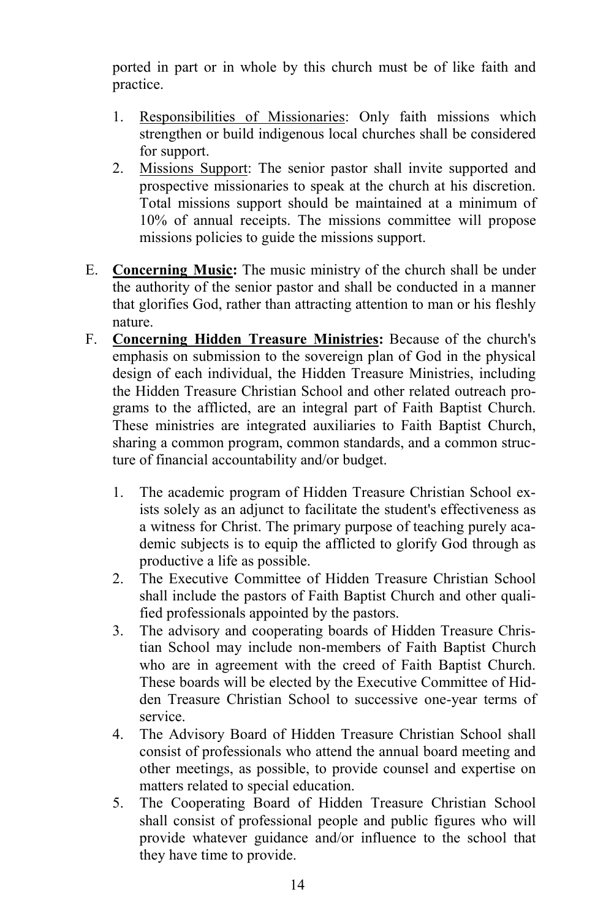ported in part or in whole by this church must be of like faith and practice.

1. Responsibilities of Missionaries: Only faith missions which strengthen or build indigenous local churches shall be considered for support.
2. Missions Support: The senior pastor shall invite supported and prospective missionaries to speak at the church at his discretion. Total missions support should be maintained at a minimum of 10% of annual receipts. The missions committee will propose missions policies to guide the missions support.

E. **Concerning Music:** The music ministry of the church shall be under the authority of the senior pastor and shall be conducted in a manner that glorifies God, rather than attracting attention to man or his fleshly nature.

F. **Concerning Hidden Treasure Ministries:** Because of the church's emphasis on submission to the sovereign plan of God in the physical design of each individual, the Hidden Treasure Ministries, including the Hidden Treasure Christian School and other related outreach programs to the afflicted, are an integral part of Faith Baptist Church. These ministries are integrated auxiliaries to Faith Baptist Church, sharing a common program, common standards, and a common structure of financial accountability and/or budget.

1. The academic program of Hidden Treasure Christian School exists solely as an adjunct to facilitate the student's effectiveness as a witness for Christ. The primary purpose of teaching purely academic subjects is to equip the afflicted to glorify God through as productive a life as possible.
2. The Executive Committee of Hidden Treasure Christian School shall include the pastors of Faith Baptist Church and other qualified professionals appointed by the pastors.
3. The advisory and cooperating boards of Hidden Treasure Christian School may include non-members of Faith Baptist Church who are in agreement with the creed of Faith Baptist Church. These boards will be elected by the Executive Committee of Hidden Treasure Christian School to successive one-year terms of service.
4. The Advisory Board of Hidden Treasure Christian School shall consist of professionals who attend the annual board meeting and other meetings, as possible, to provide counsel and expertise on matters related to special education.
5. The Cooperating Board of Hidden Treasure Christian School shall consist of professional people and public figures who will provide whatever guidance and/or influence to the school that they have time to provide.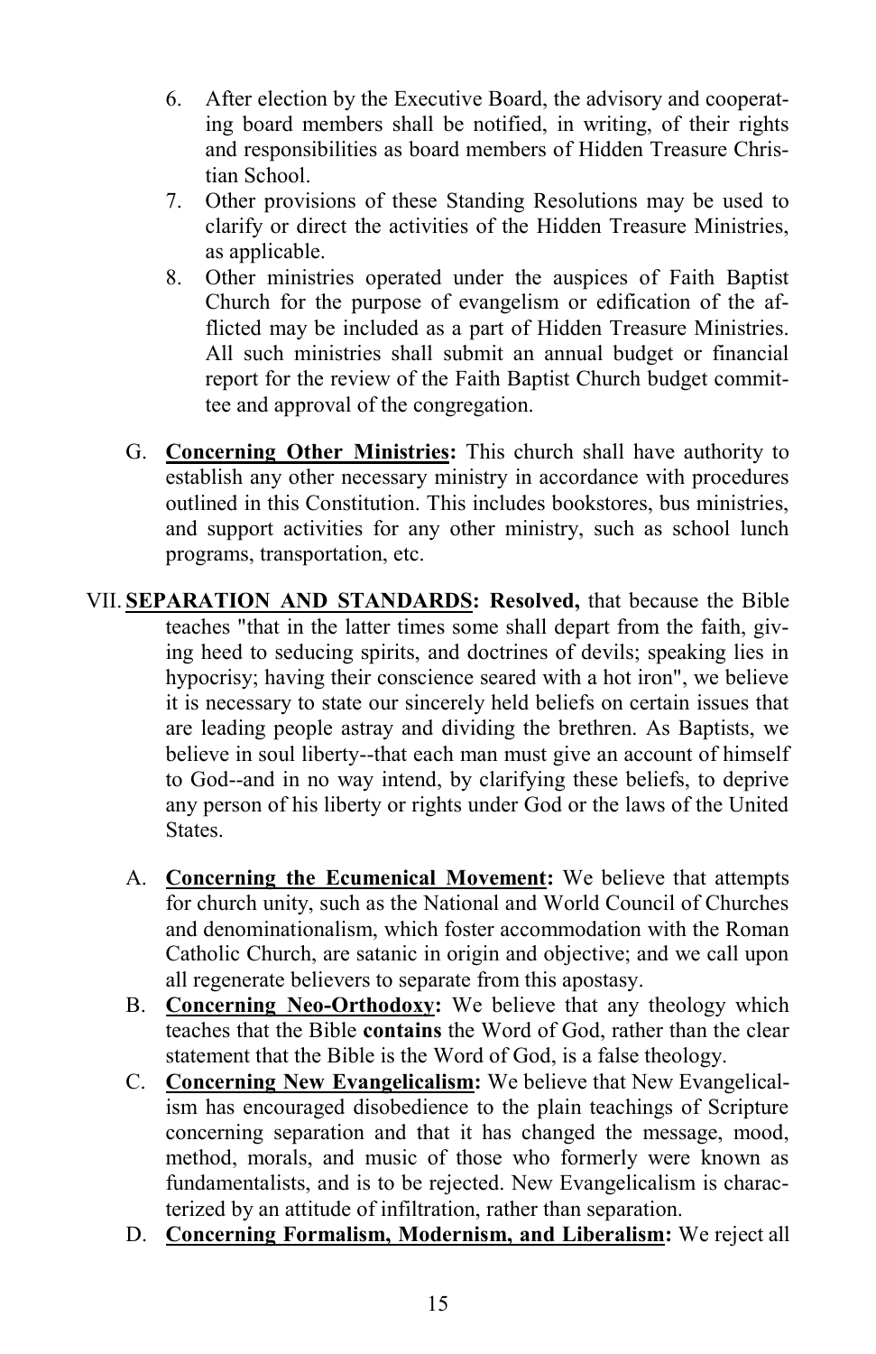6. After election by the Executive Board, the advisory and cooperating board members shall be notified, in writing, of their rights and responsibilities as board members of Hidden Treasure Christian School.
7. Other provisions of these Standing Resolutions may be used to clarify or direct the activities of the Hidden Treasure Ministries, as applicable.
8. Other ministries operated under the auspices of Faith Baptist Church for the purpose of evangelism or edification of the afflicted may be included as a part of Hidden Treasure Ministries. All such ministries shall submit an annual budget or financial report for the review of the Faith Baptist Church budget committee and approval of the congregation.

G. **<u>Concerning Other Ministries</u>:** This church shall have authority to establish any other necessary ministry in accordance with procedures outlined in this Constitution. This includes bookstores, bus ministries, and support activities for any other ministry, such as school lunch programs, transportation, etc.

VII. **<u>SEPARATION AND STANDARDS</u>: Resolved,** that because the Bible teaches "that in the latter times some shall depart from the faith, giving heed to seducing spirits, and doctrines of devils; speaking lies in hypocrisy; having their conscience seared with a hot iron", we believe it is necessary to state our sincerely held beliefs on certain issues that are leading people astray and dividing the brethren. As Baptists, we believe in soul liberty--that each man must give an account of himself to God--and in no way intend, by clarifying these beliefs, to deprive any person of his liberty or rights under God or the laws of the United States.

A. **<u>Concerning the Ecumenical Movement</u>:** We believe that attempts for church unity, such as the National and World Council of Churches and denominationalism, which foster accommodation with the Roman Catholic Church, are satanic in origin and objective; and we call upon all regenerate believers to separate from this apostasy.

B. **<u>Concerning Neo-Orthodoxy</u>:** We believe that any theology which teaches that the Bible **contains** the Word of God, rather than the clear statement that the Bible is the Word of God, is a false theology.

C. **<u>Concerning New Evangelicalism</u>:** We believe that New Evangelicalism has encouraged disobedience to the plain teachings of Scripture concerning separation and that it has changed the message, mood, method, morals, and music of those who formerly were known as fundamentalists, and is to be rejected. New Evangelicalism is characterized by an attitude of infiltration, rather than separation.

D. **<u>Concerning Formalism, Modernism, and Liberalism</u>:** We reject all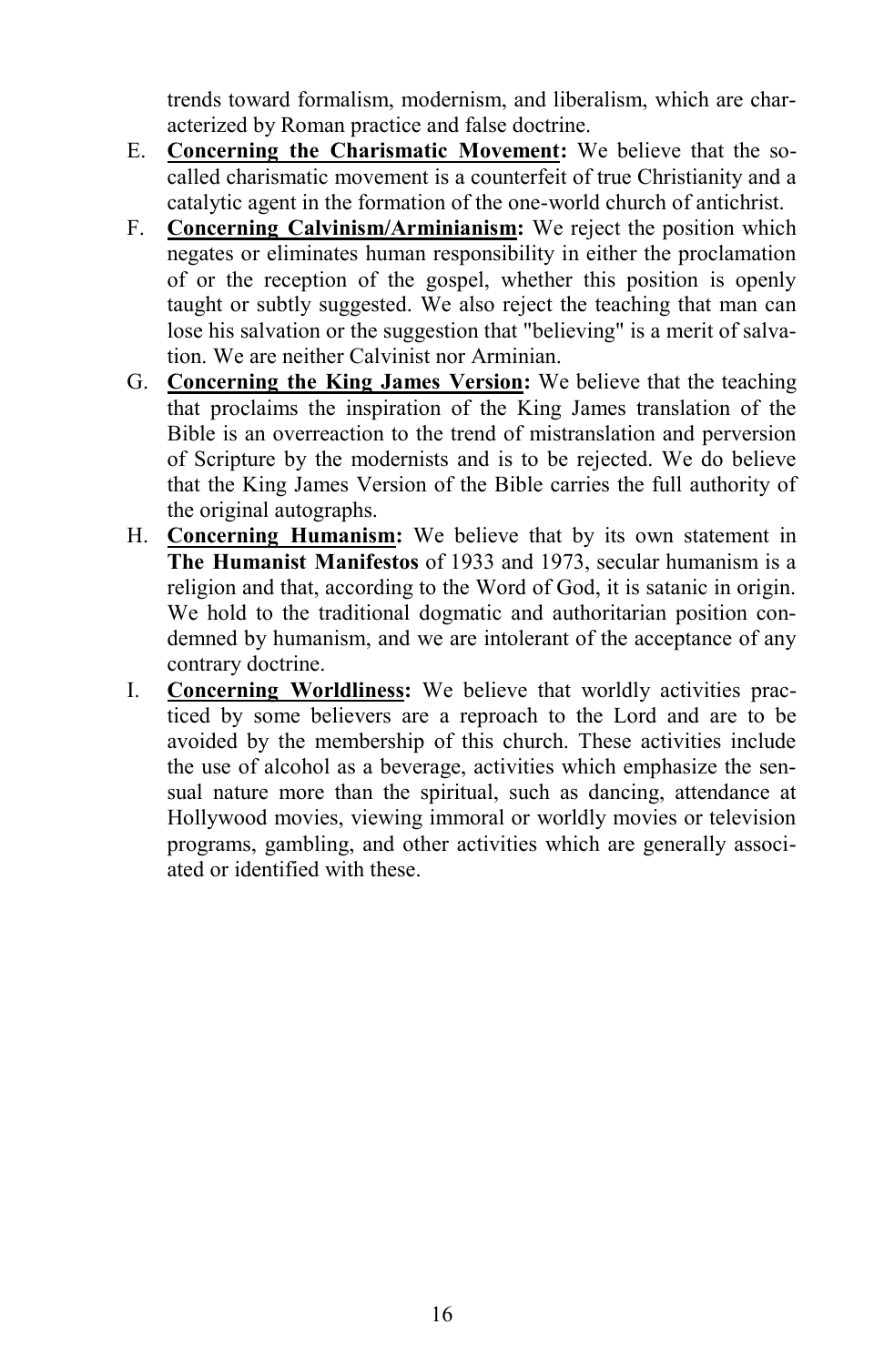trends toward formalism, modernism, and liberalism, which are characterized by Roman practice and false doctrine.

E. **Concerning the Charismatic Movement:** We believe that the so-called charismatic movement is a counterfeit of true Christianity and a catalytic agent in the formation of the one-world church of antichrist.

F. **Concerning Calvinism/Arminianism:** We reject the position which negates or eliminates human responsibility in either the proclamation of or the reception of the gospel, whether this position is openly taught or subtly suggested. We also reject the teaching that man can lose his salvation or the suggestion that "believing" is a merit of salvation. We are neither Calvinist nor Arminian.

G. **Concerning the King James Version:** We believe that the teaching that proclaims the inspiration of the King James translation of the Bible is an overreaction to the trend of mistranslation and perversion of Scripture by the modernists and is to be rejected. We do believe that the King James Version of the Bible carries the full authority of the original autographs.

H. **Concerning Humanism:** We believe that by its own statement in **The Humanist Manifestos** of 1933 and 1973, secular humanism is a religion and that, according to the Word of God, it is satanic in origin. We hold to the traditional dogmatic and authoritarian position condemned by humanism, and we are intolerant of the acceptance of any contrary doctrine.

I. **Concerning Worldliness:** We believe that worldly activities practiced by some believers are a reproach to the Lord and are to be avoided by the membership of this church. These activities include the use of alcohol as a beverage, activities which emphasize the sensual nature more than the spiritual, such as dancing, attendance at Hollywood movies, viewing immoral or worldly movies or television programs, gambling, and other activities which are generally associated or identified with these.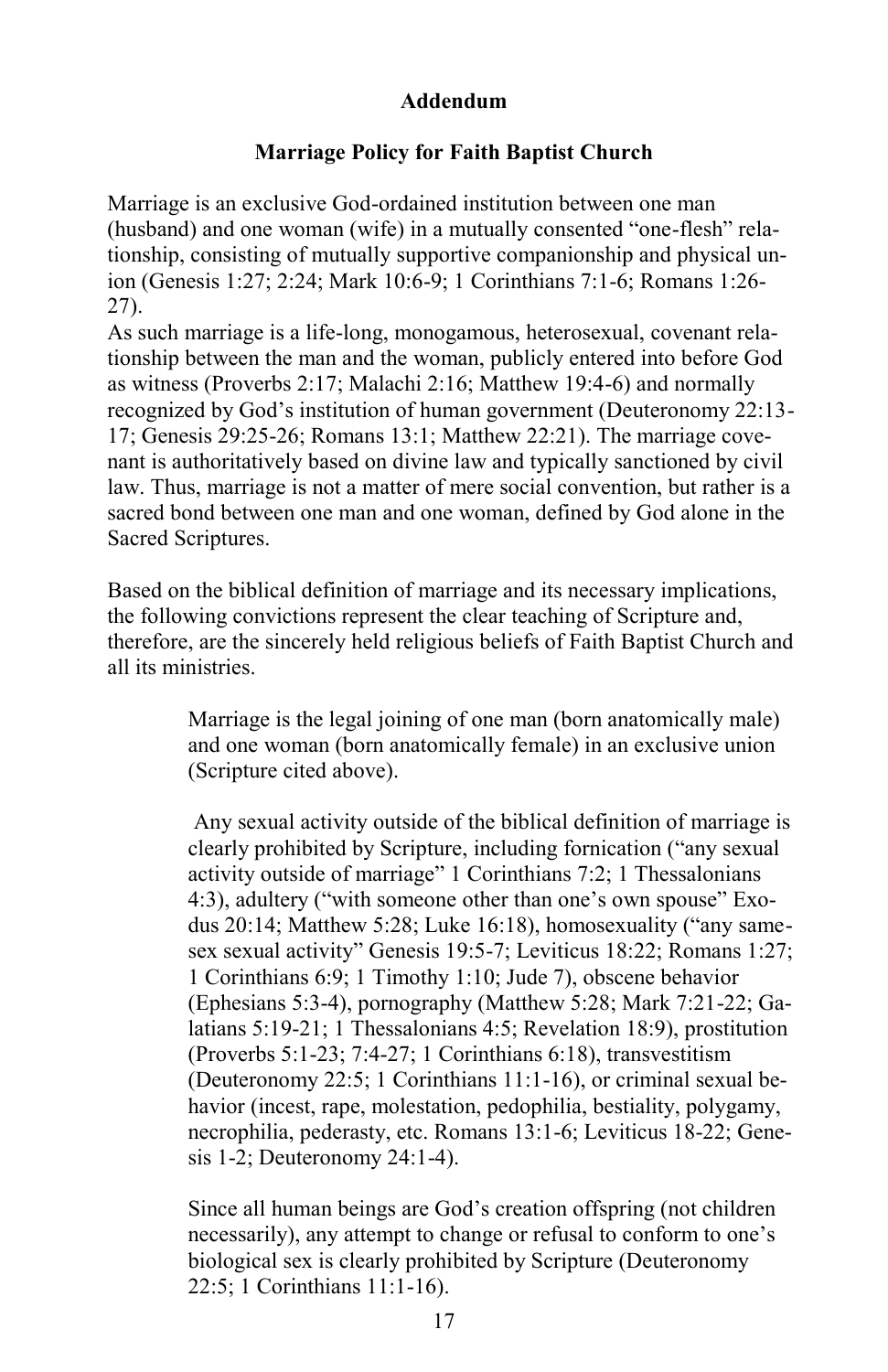## Addendum

### Marriage Policy for Faith Baptist Church

Marriage is an exclusive God-ordained institution between one man (husband) and one woman (wife) in a mutually consented "one-flesh" relationship, consisting of mutually supportive companionship and physical union (Genesis 1:27; 2:24; Mark 10:6-9; 1 Corinthians 7:1-6; Romans 1:26-27).
As such marriage is a life-long, monogamous, heterosexual, covenant relationship between the man and the woman, publicly entered into before God as witness (Proverbs 2:17; Malachi 2:16; Matthew 19:4-6) and normally recognized by God's institution of human government (Deuteronomy 22:13-17; Genesis 29:25-26; Romans 13:1; Matthew 22:21). The marriage covenant is authoritatively based on divine law and typically sanctioned by civil law. Thus, marriage is not a matter of mere social convention, but rather is a sacred bond between one man and one woman, defined by God alone in the Sacred Scriptures.

Based on the biblical definition of marriage and its necessary implications, the following convictions represent the clear teaching of Scripture and, therefore, are the sincerely held religious beliefs of Faith Baptist Church and all its ministries.

> Marriage is the legal joining of one man (born anatomically male) and one woman (born anatomically female) in an exclusive union (Scripture cited above).
>
> Any sexual activity outside of the biblical definition of marriage is clearly prohibited by Scripture, including fornication ("any sexual activity outside of marriage" 1 Corinthians 7:2; 1 Thessalonians 4:3), adultery ("with someone other than one's own spouse" Exodus 20:14; Matthew 5:28; Luke 16:18), homosexuality ("any same-sex sexual activity" Genesis 19:5-7; Leviticus 18:22; Romans 1:27; 1 Corinthians 6:9; 1 Timothy 1:10; Jude 7), obscene behavior (Ephesians 5:3-4), pornography (Matthew 5:28; Mark 7:21-22; Galatians 5:19-21; 1 Thessalonians 4:5; Revelation 18:9), prostitution (Proverbs 5:1-23; 7:4-27; 1 Corinthians 6:18), transvestitism (Deuteronomy 22:5; 1 Corinthians 11:1-16), or criminal sexual behavior (incest, rape, molestation, pedophilia, bestiality, polygamy, necrophilia, pederasty, etc. Romans 13:1-6; Leviticus 18-22; Genesis 1-2; Deuteronomy 24:1-4).
>
> Since all human beings are God's creation offspring (not children necessarily), any attempt to change or refusal to conform to one's biological sex is clearly prohibited by Scripture (Deuteronomy 22:5; 1 Corinthians 11:1-16).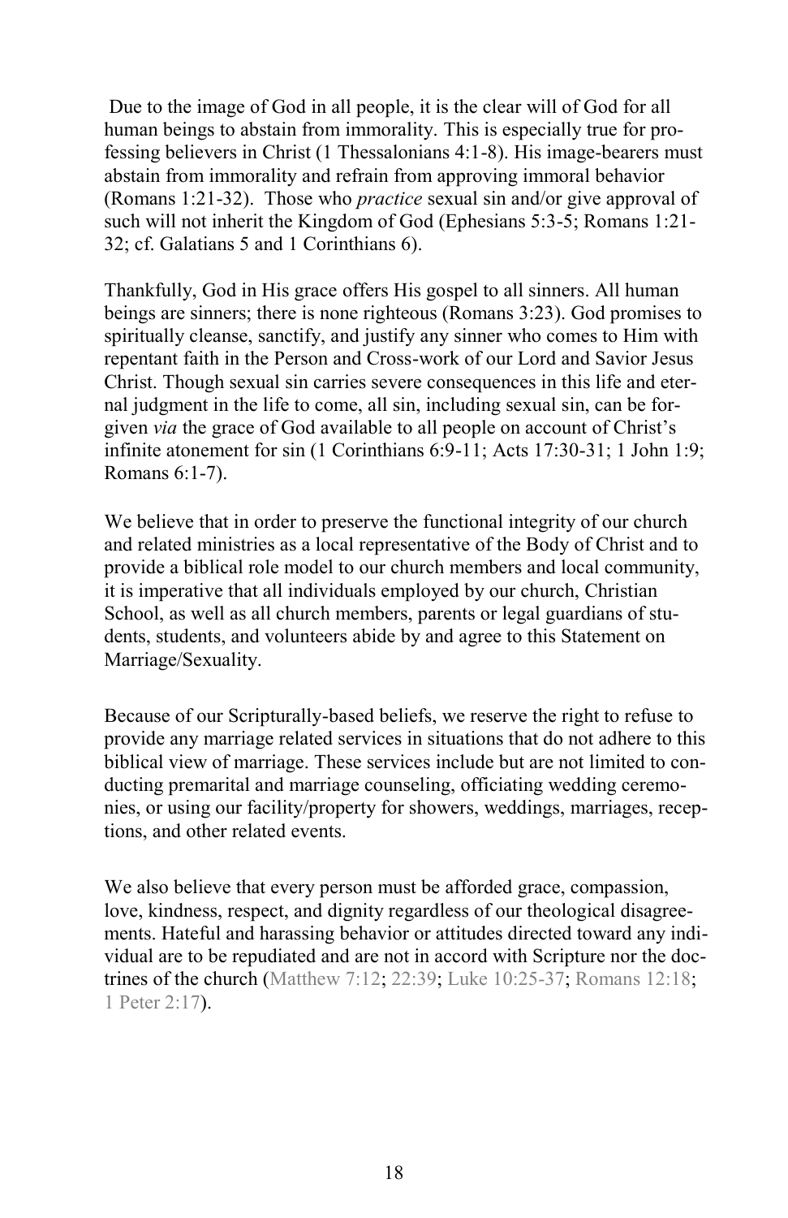Due to the image of God in all people, it is the clear will of God for all human beings to abstain from immorality. This is especially true for professing believers in Christ (1 Thessalonians 4:1-8). His image-bearers must abstain from immorality and refrain from approving immoral behavior (Romans 1:21-32). Those who *practice* sexual sin and/or give approval of such will not inherit the Kingdom of God (Ephesians 5:3-5; Romans 1:21-32; cf. Galatians 5 and 1 Corinthians 6).

Thankfully, God in His grace offers His gospel to all sinners. All human beings are sinners; there is none righteous (Romans 3:23). God promises to spiritually cleanse, sanctify, and justify any sinner who comes to Him with repentant faith in the Person and Cross-work of our Lord and Savior Jesus Christ. Though sexual sin carries severe consequences in this life and eternal judgment in the life to come, all sin, including sexual sin, can be forgiven *via* the grace of God available to all people on account of Christ's infinite atonement for sin (1 Corinthians 6:9-11; Acts 17:30-31; 1 John 1:9; Romans 6:1-7).

We believe that in order to preserve the functional integrity of our church and related ministries as a local representative of the Body of Christ and to provide a biblical role model to our church members and local community, it is imperative that all individuals employed by our church, Christian School, as well as all church members, parents or legal guardians of students, students, and volunteers abide by and agree to this Statement on Marriage/Sexuality.

Because of our Scripturally-based beliefs, we reserve the right to refuse to provide any marriage related services in situations that do not adhere to this biblical view of marriage. These services include but are not limited to conducting premarital and marriage counseling, officiating wedding ceremonies, or using our facility/property for showers, weddings, marriages, receptions, and other related events.

We also believe that every person must be afforded grace, compassion, love, kindness, respect, and dignity regardless of our theological disagreements. Hateful and harassing behavior or attitudes directed toward any individual are to be repudiated and are not in accord with Scripture nor the doctrines of the church (Matthew 7:12; 22:39; Luke 10:25-37; Romans 12:18; 1 Peter 2:17).